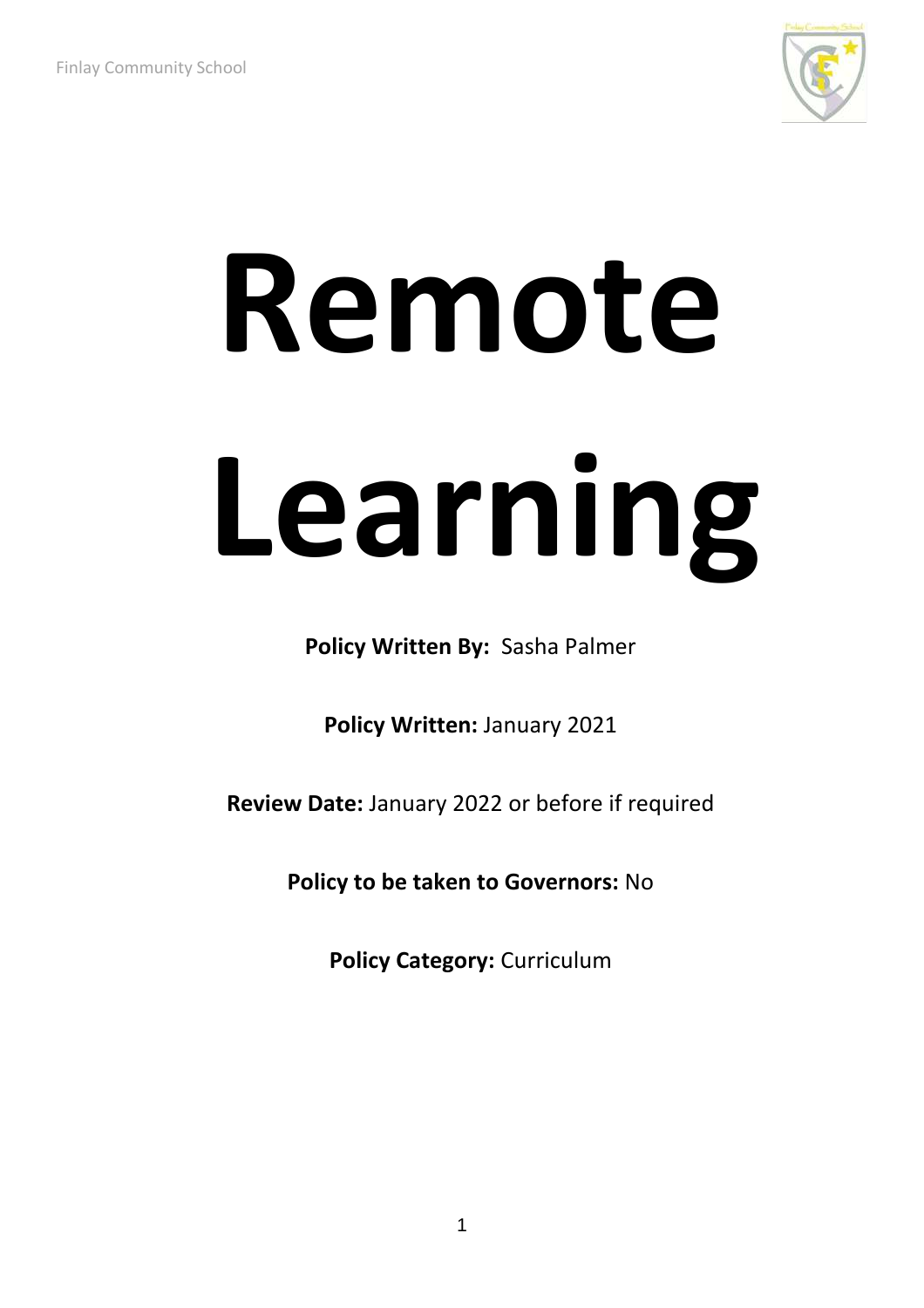# Remote Learning

**Policy Written By:** Sasha Palmer

**Policy Written:** January 2021

**Review Date:** January 2022 or before if required

**Policy to be taken to Governors:** No

**Policy Category:** Curriculum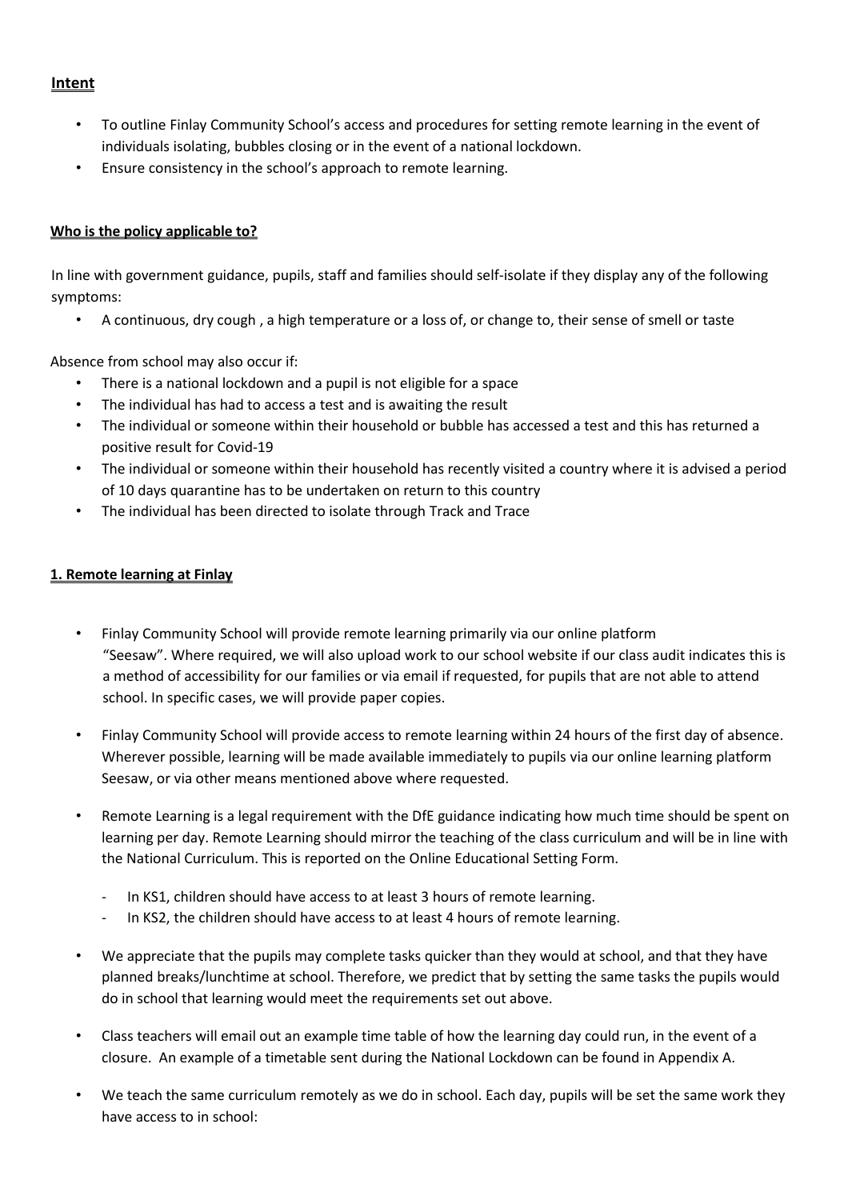## Intent

- To outline Finlay Community School's access and procedures for setting remote learning in the event of individuals isolating, bubbles closing or in the event of a national lockdown.
- Ensure consistency in the school's approach to remote learning.

### Who is the policy applicable to?

In line with government guidance, pupils, staff and families should self-isolate if they display any of the following symptoms:

- A continuous, dry cough , a high temperature or a loss of, or change to, their sense of smell or taste

Absence from school may also occur if:

- There is a national lockdown and a pupil is not eligible for a space
- The individual has had to access a test and is awaiting the result
- The individual or someone within their household or bubble has accessed a test and this has returned a positive result for Covid-19
- The individual or someone within their household has recently visited a country where it is advised a period of 10 days quarantine has to be undertaken on return to this country
- The individual has been directed to isolate through Track and Trace

### 1. Remote learning at Finlay

- Finlay Community School will provide remote learning primarily via our online platform "Seesaw". Where required, we will also upload work to our school website if our class audit indicates this is a method of accessibility for our families or via email if requested, for pupils that are not able to attend school. In specific cases, we will provide paper copies.
- Finlay Community School will provide access to remote learning within 24 hours of the first day of absence. Wherever possible, learning will be made available immediately to pupils via our online learning platform Seesaw, or via other means mentioned above where requested.
- Remote Learning is a legal requirement with the DfE guidance indicating how much time should be spent on learning per day. Remote Learning should mirror the teaching of the class curriculum and will be in line with the National Curriculum. This is reported on the Online Educational Setting Form.
  - In KS1, children should have access to at least 3 hours of remote learning.
  - In KS2, the children should have access to at least 4 hours of remote learning.
- We appreciate that the pupils may complete tasks quicker than they would at school, and that they have planned breaks/lunchtime at school. Therefore, we predict that by setting the same tasks the pupils would do in school that learning would meet the requirements set out above.
- Class teachers will email out an example time table of how the learning day could run, in the event of a closure. An example of a timetable sent during the National Lockdown can be found in Appendix A.
- We teach the same curriculum remotely as we do in school. Each day, pupils will be set the same work they have access to in school: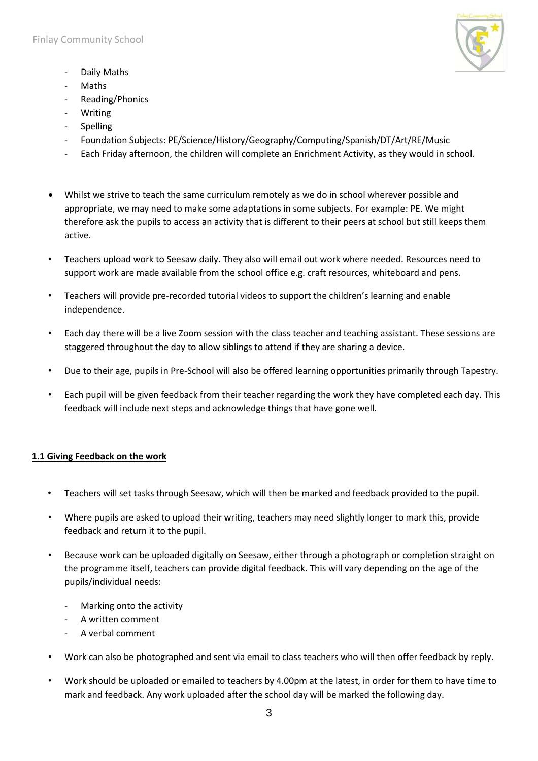- Daily Maths
- Maths
- Reading/Phonics
- Writing
- Spelling
- Foundation Subjects: PE/Science/History/Geography/Computing/Spanish/DT/Art/RE/Music
- Each Friday afternoon, the children will complete an Enrichment Activity, as they would in school.

- Whilst we strive to teach the same curriculum remotely as we do in school wherever possible and appropriate, we may need to make some adaptations in some subjects. For example: PE. We might therefore ask the pupils to access an activity that is different to their peers at school but still keeps them active.

- Teachers upload work to Seesaw daily. They also will email out work where needed. Resources need to support work are made available from the school office e.g. craft resources, whiteboard and pens.

- Teachers will provide pre-recorded tutorial videos to support the children's learning and enable independence.

- Each day there will be a live Zoom session with the class teacher and teaching assistant. These sessions are staggered throughout the day to allow siblings to attend if they are sharing a device.

- Due to their age, pupils in Pre-School will also be offered learning opportunities primarily through Tapestry.

- Each pupil will be given feedback from their teacher regarding the work they have completed each day. This feedback will include next steps and acknowledge things that have gone well.

## 1.1 Giving Feedback on the work

- Teachers will set tasks through Seesaw, which will then be marked and feedback provided to the pupil.

- Where pupils are asked to upload their writing, teachers may need slightly longer to mark this, provide feedback and return it to the pupil.

- Because work can be uploaded digitally on Seesaw, either through a photograph or completion straight on the programme itself, teachers can provide digital feedback. This will vary depending on the age of the pupils/individual needs:

  - Marking onto the activity
  - A written comment
  - A verbal comment

- Work can also be photographed and sent via email to class teachers who will then offer feedback by reply.

- Work should be uploaded or emailed to teachers by 4.00pm at the latest, in order for them to have time to mark and feedback. Any work uploaded after the school day will be marked the following day.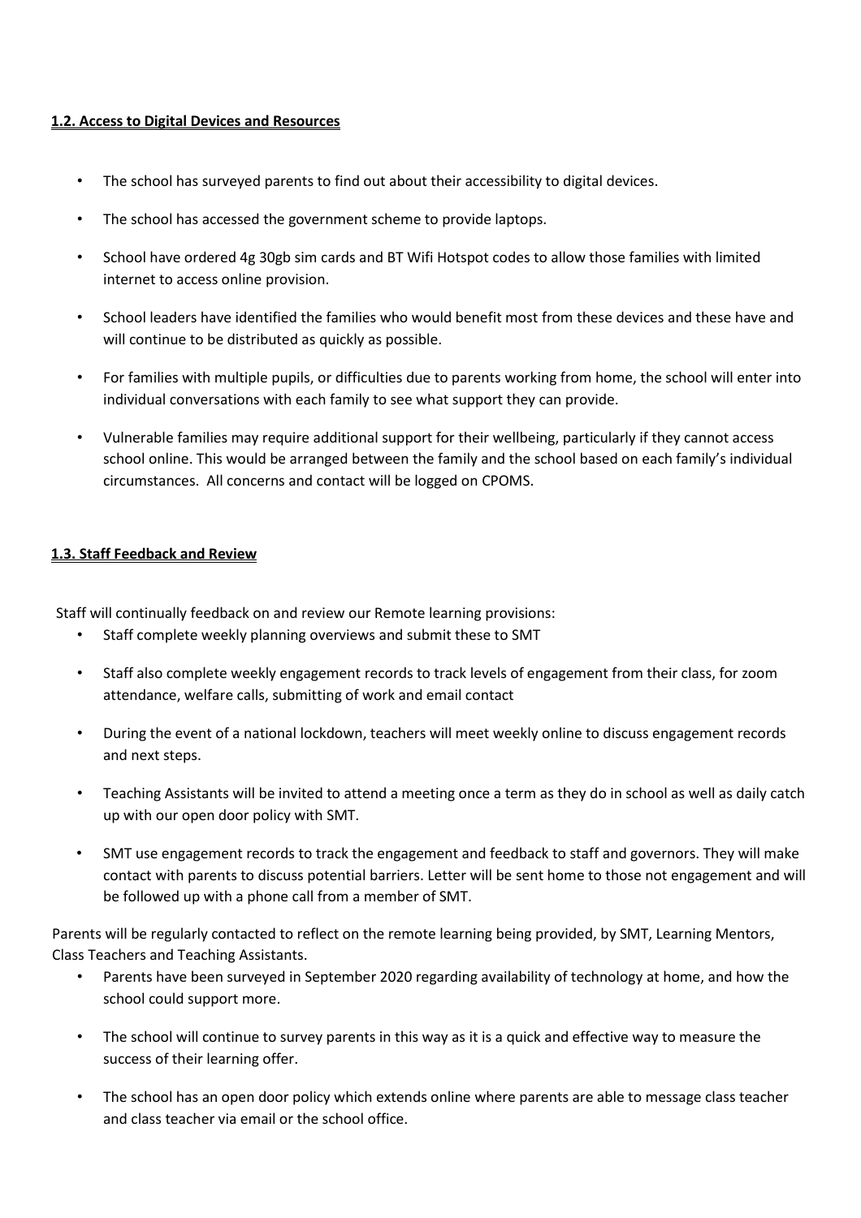**1.2. Access to Digital Devices and Resources**

- The school has surveyed parents to find out about their accessibility to digital devices.
- The school has accessed the government scheme to provide laptops.
- School have ordered 4g 30gb sim cards and BT Wifi Hotspot codes to allow those families with limited internet to access online provision.
- School leaders have identified the families who would benefit most from these devices and these have and will continue to be distributed as quickly as possible.
- For families with multiple pupils, or difficulties due to parents working from home, the school will enter into individual conversations with each family to see what support they can provide.
- Vulnerable families may require additional support for their wellbeing, particularly if they cannot access school online. This would be arranged between the family and the school based on each family's individual circumstances. All concerns and contact will be logged on CPOMS.

**1.3. Staff Feedback and Review**

Staff will continually feedback on and review our Remote learning provisions:

- Staff complete weekly planning overviews and submit these to SMT
- Staff also complete weekly engagement records to track levels of engagement from their class, for zoom attendance, welfare calls, submitting of work and email contact
- During the event of a national lockdown, teachers will meet weekly online to discuss engagement records and next steps.
- Teaching Assistants will be invited to attend a meeting once a term as they do in school as well as daily catch up with our open door policy with SMT.
- SMT use engagement records to track the engagement and feedback to staff and governors. They will make contact with parents to discuss potential barriers. Letter will be sent home to those not engagement and will be followed up with a phone call from a member of SMT.

Parents will be regularly contacted to reflect on the remote learning being provided, by SMT, Learning Mentors, Class Teachers and Teaching Assistants.

- Parents have been surveyed in September 2020 regarding availability of technology at home, and how the school could support more.
- The school will continue to survey parents in this way as it is a quick and effective way to measure the success of their learning offer.
- The school has an open door policy which extends online where parents are able to message class teacher and class teacher via email or the school office.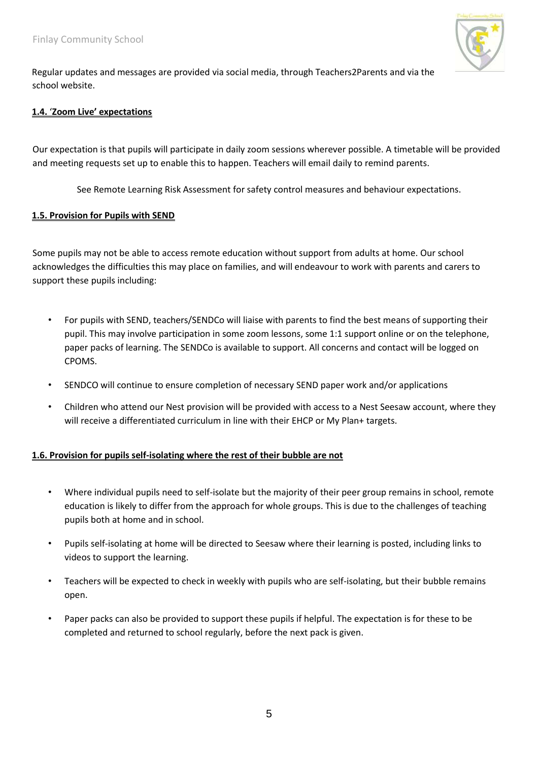Regular updates and messages are provided via social media, through Teachers2Parents and via the school website.

### 1.4. 'Zoom Live' expectations

Our expectation is that pupils will participate in daily zoom sessions wherever possible. A timetable will be provided and meeting requests set up to enable this to happen. Teachers will email daily to remind parents.

See Remote Learning Risk Assessment for safety control measures and behaviour expectations.

### 1.5. Provision for Pupils with SEND

Some pupils may not be able to access remote education without support from adults at home. Our school acknowledges the difficulties this may place on families, and will endeavour to work with parents and carers to support these pupils including:

- For pupils with SEND, teachers/SENDCo will liaise with parents to find the best means of supporting their pupil. This may involve participation in some zoom lessons, some 1:1 support online or on the telephone, paper packs of learning. The SENDCo is available to support. All concerns and contact will be logged on CPOMS.
- SENDCO will continue to ensure completion of necessary SEND paper work and/or applications
- Children who attend our Nest provision will be provided with access to a Nest Seesaw account, where they will receive a differentiated curriculum in line with their EHCP or My Plan+ targets.

### 1.6. Provision for pupils self-isolating where the rest of their bubble are not

- Where individual pupils need to self-isolate but the majority of their peer group remains in school, remote education is likely to differ from the approach for whole groups. This is due to the challenges of teaching pupils both at home and in school.
- Pupils self-isolating at home will be directed to Seesaw where their learning is posted, including links to videos to support the learning.
- Teachers will be expected to check in weekly with pupils who are self-isolating, but their bubble remains open.
- Paper packs can also be provided to support these pupils if helpful. The expectation is for these to be completed and returned to school regularly, before the next pack is given.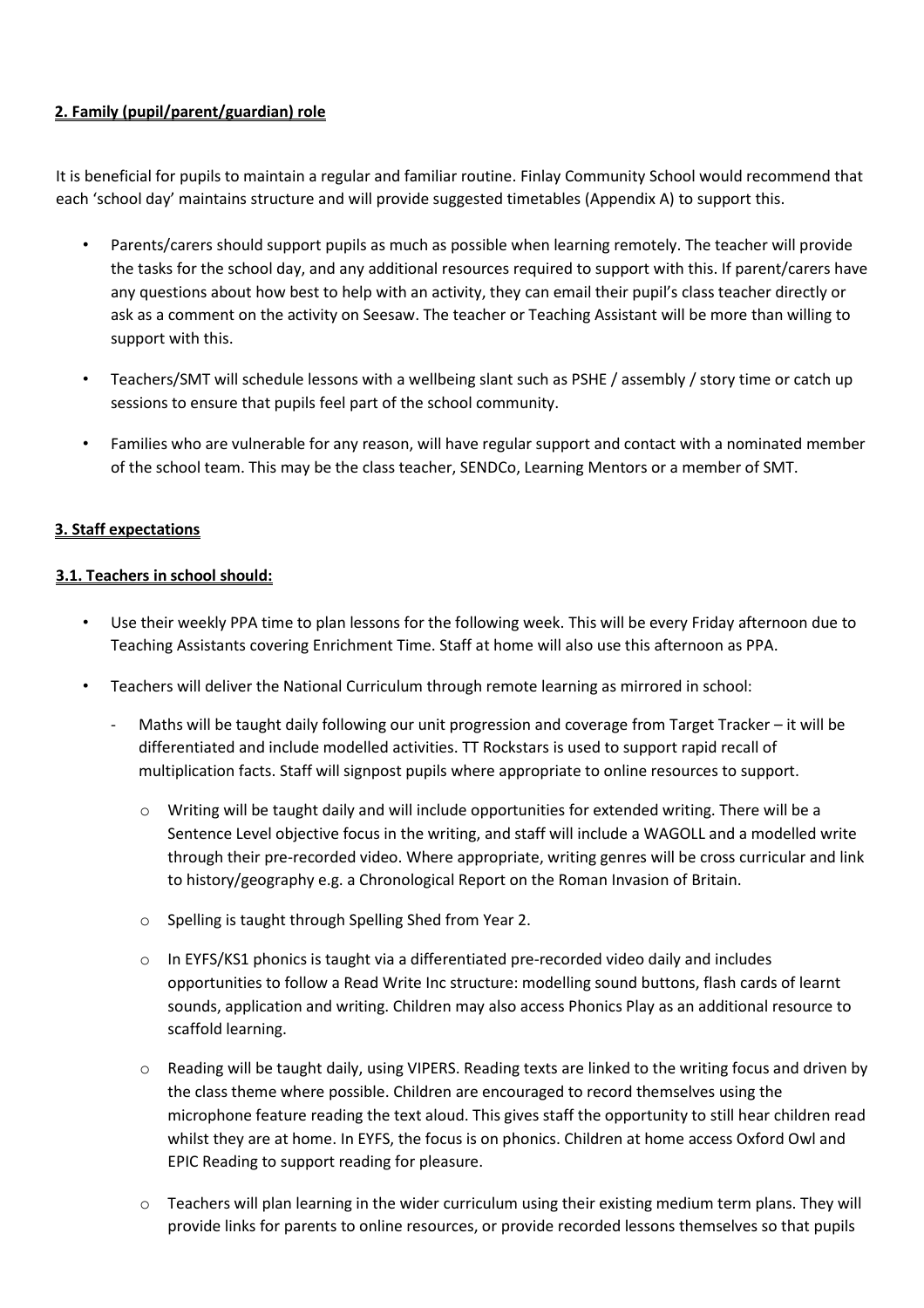## **2. Family (pupil/parent/guardian) role**

It is beneficial for pupils to maintain a regular and familiar routine. Finlay Community School would recommend that each 'school day' maintains structure and will provide suggested timetables (Appendix A) to support this.

- Parents/carers should support pupils as much as possible when learning remotely. The teacher will provide the tasks for the school day, and any additional resources required to support with this. If parent/carers have any questions about how best to help with an activity, they can email their pupil's class teacher directly or ask as a comment on the activity on Seesaw. The teacher or Teaching Assistant will be more than willing to support with this.
- Teachers/SMT will schedule lessons with a wellbeing slant such as PSHE / assembly / story time or catch up sessions to ensure that pupils feel part of the school community.
- Families who are vulnerable for any reason, will have regular support and contact with a nominated member of the school team. This may be the class teacher, SENDCo, Learning Mentors or a member of SMT.

## **3. Staff expectations**

### **3.1. Teachers in school should:**

- Use their weekly PPA time to plan lessons for the following week. This will be every Friday afternoon due to Teaching Assistants covering Enrichment Time. Staff at home will also use this afternoon as PPA.
- Teachers will deliver the National Curriculum through remote learning as mirrored in school:
  - Maths will be taught daily following our unit progression and coverage from Target Tracker – it will be differentiated and include modelled activities. TT Rockstars is used to support rapid recall of multiplication facts. Staff will signpost pupils where appropriate to online resources to support.
    - Writing will be taught daily and will include opportunities for extended writing. There will be a Sentence Level objective focus in the writing, and staff will include a WAGOLL and a modelled write through their pre-recorded video. Where appropriate, writing genres will be cross curricular and link to history/geography e.g. a Chronological Report on the Roman Invasion of Britain.
    - Spelling is taught through Spelling Shed from Year 2.
    - In EYFS/KS1 phonics is taught via a differentiated pre-recorded video daily and includes opportunities to follow a Read Write Inc structure: modelling sound buttons, flash cards of learnt sounds, application and writing. Children may also access Phonics Play as an additional resource to scaffold learning.
    - Reading will be taught daily, using VIPERS. Reading texts are linked to the writing focus and driven by the class theme where possible. Children are encouraged to record themselves using the microphone feature reading the text aloud. This gives staff the opportunity to still hear children read whilst they are at home. In EYFS, the focus is on phonics. Children at home access Oxford Owl and EPIC Reading to support reading for pleasure.
    - Teachers will plan learning in the wider curriculum using their existing medium term plans. They will provide links for parents to online resources, or provide recorded lessons themselves so that pupils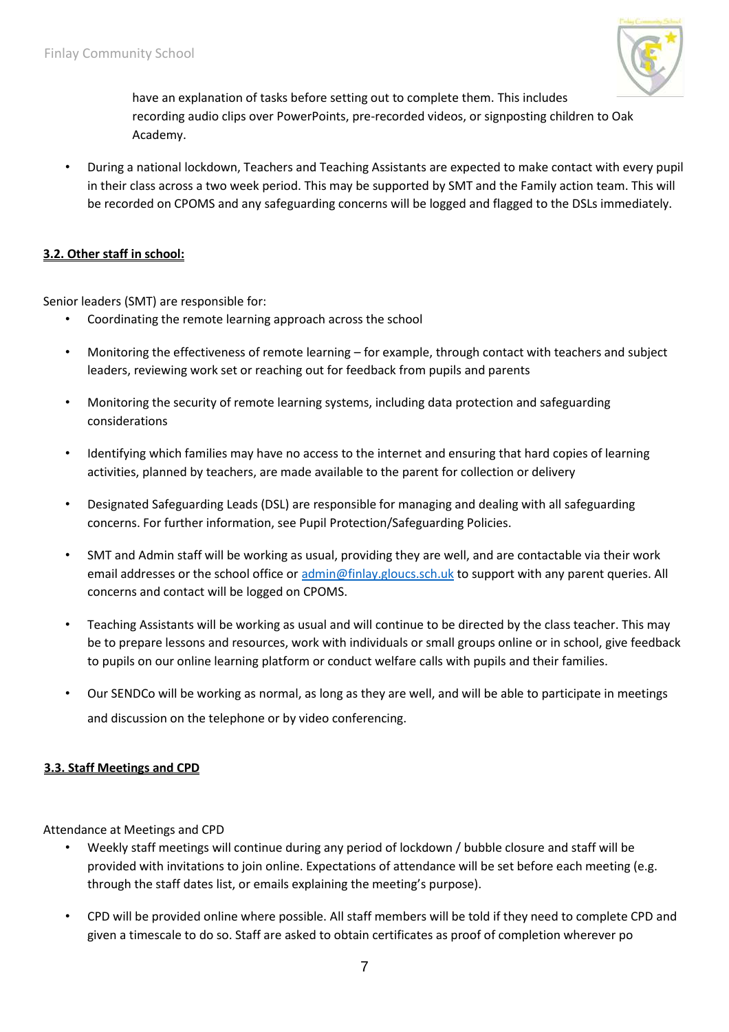have an explanation of tasks before setting out to complete them. This includes recording audio clips over PowerPoints, pre-recorded videos, or signposting children to Oak Academy.

- During a national lockdown, Teachers and Teaching Assistants are expected to make contact with every pupil in their class across a two week period. This may be supported by SMT and the Family action team. This will be recorded on CPOMS and any safeguarding concerns will be logged and flagged to the DSLs immediately.

### **3.2. Other staff in school:**

Senior leaders (SMT) are responsible for:

- Coordinating the remote learning approach across the school
- Monitoring the effectiveness of remote learning – for example, through contact with teachers and subject leaders, reviewing work set or reaching out for feedback from pupils and parents
- Monitoring the security of remote learning systems, including data protection and safeguarding considerations
- Identifying which families may have no access to the internet and ensuring that hard copies of learning activities, planned by teachers, are made available to the parent for collection or delivery
- Designated Safeguarding Leads (DSL) are responsible for managing and dealing with all safeguarding concerns. For further information, see Pupil Protection/Safeguarding Policies.
- SMT and Admin staff will be working as usual, providing they are well, and are contactable via their work email addresses or the school office or admin@finlay.gloucs.sch.uk to support with any parent queries. All concerns and contact will be logged on CPOMS.
- Teaching Assistants will be working as usual and will continue to be directed by the class teacher. This may be to prepare lessons and resources, work with individuals or small groups online or in school, give feedback to pupils on our online learning platform or conduct welfare calls with pupils and their families.
- Our SENDCo will be working as normal, as long as they are well, and will be able to participate in meetings and discussion on the telephone or by video conferencing.

### **3.3. Staff Meetings and CPD**

Attendance at Meetings and CPD

- Weekly staff meetings will continue during any period of lockdown / bubble closure and staff will be provided with invitations to join online. Expectations of attendance will be set before each meeting (e.g. through the staff dates list, or emails explaining the meeting's purpose).
- CPD will be provided online where possible. All staff members will be told if they need to complete CPD and given a timescale to do so. Staff are asked to obtain certificates as proof of completion wherever po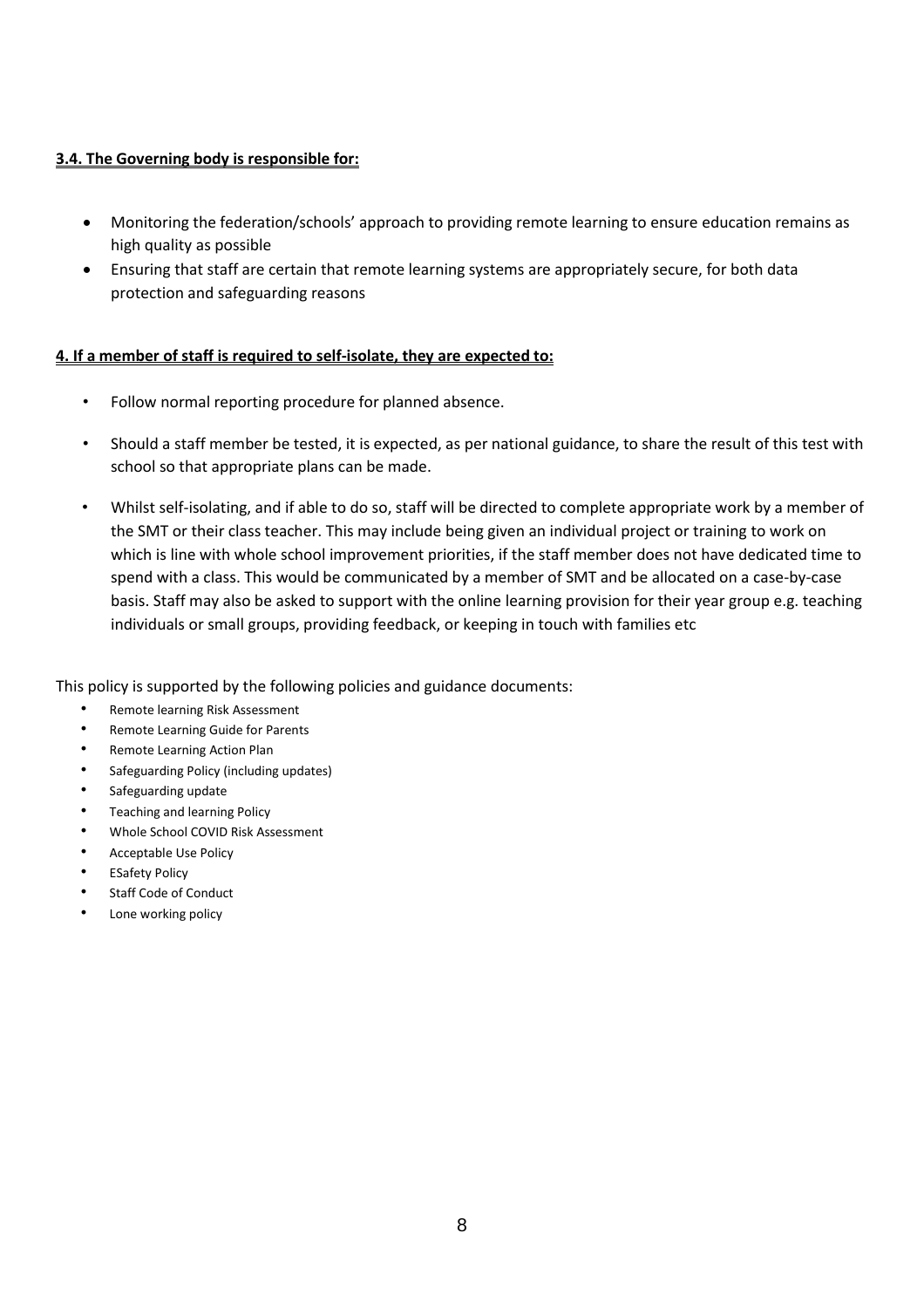**3.4. The Governing body is responsible for:**

- Monitoring the federation/schools' approach to providing remote learning to ensure education remains as high quality as possible
- Ensuring that staff are certain that remote learning systems are appropriately secure, for both data protection and safeguarding reasons

**4. If a member of staff is required to self-isolate, they are expected to:**

- Follow normal reporting procedure for planned absence.
- Should a staff member be tested, it is expected, as per national guidance, to share the result of this test with school so that appropriate plans can be made.
- Whilst self-isolating, and if able to do so, staff will be directed to complete appropriate work by a member of the SMT or their class teacher. This may include being given an individual project or training to work on which is line with whole school improvement priorities, if the staff member does not have dedicated time to spend with a class. This would be communicated by a member of SMT and be allocated on a case-by-case basis. Staff may also be asked to support with the online learning provision for their year group e.g. teaching individuals or small groups, providing feedback, or keeping in touch with families etc

This policy is supported by the following policies and guidance documents:

- Remote learning Risk Assessment
- Remote Learning Guide for Parents
- Remote Learning Action Plan
- Safeguarding Policy (including updates)
- Safeguarding update
- Teaching and learning Policy
- Whole School COVID Risk Assessment
- Acceptable Use Policy
- ESafety Policy
- Staff Code of Conduct
- Lone working policy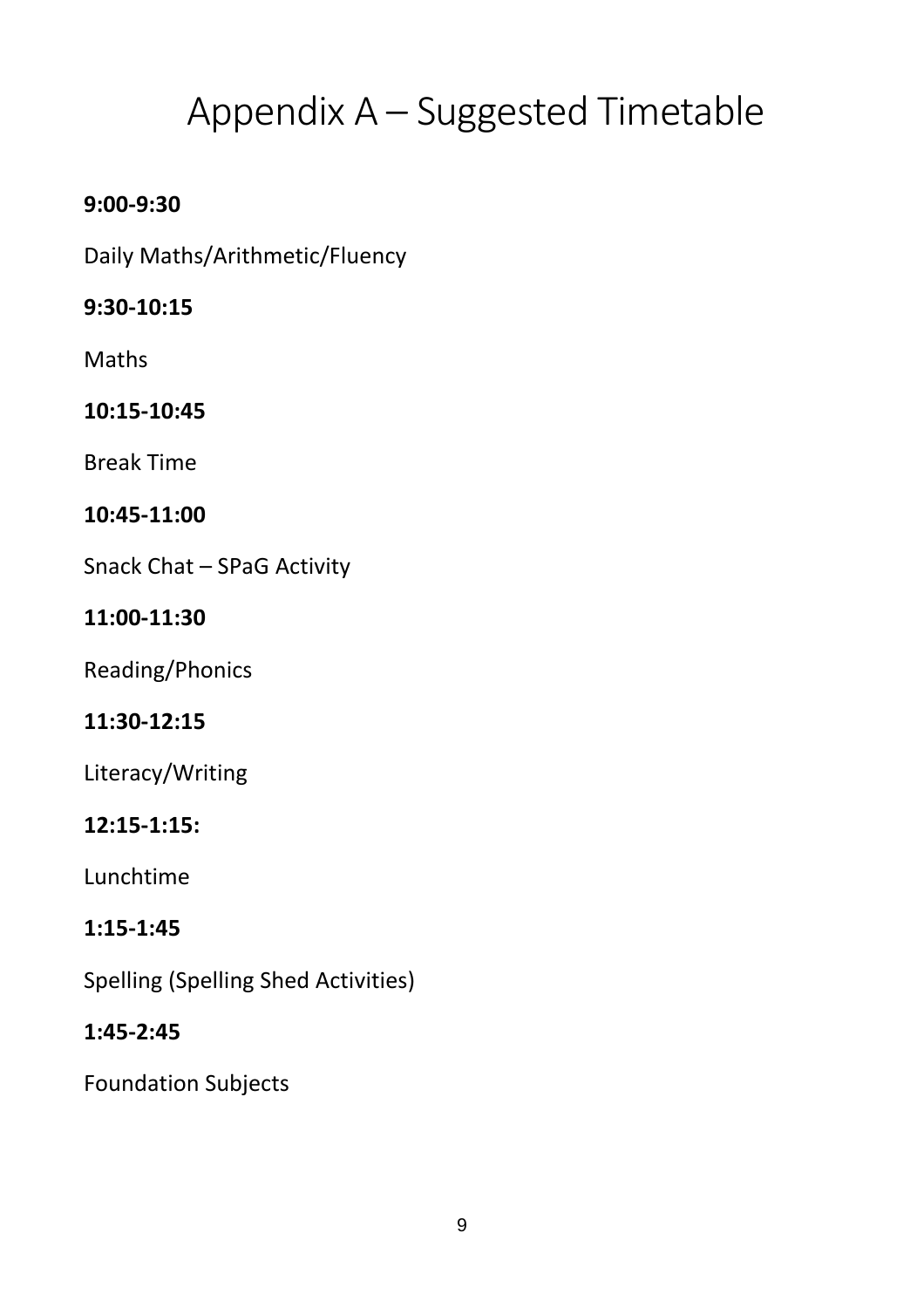# Appendix A – Suggested Timetable

**9:00-9:30**

Daily Maths/Arithmetic/Fluency

**9:30-10:15**

Maths

**10:15-10:45**

Break Time

**10:45-11:00**

Snack Chat – SPaG Activity

**11:00-11:30**

Reading/Phonics

**11:30-12:15**

Literacy/Writing

**12:15-1:15:**

Lunchtime

**1:15-1:45**

Spelling (Spelling Shed Activities)

**1:45-2:45**

Foundation Subjects